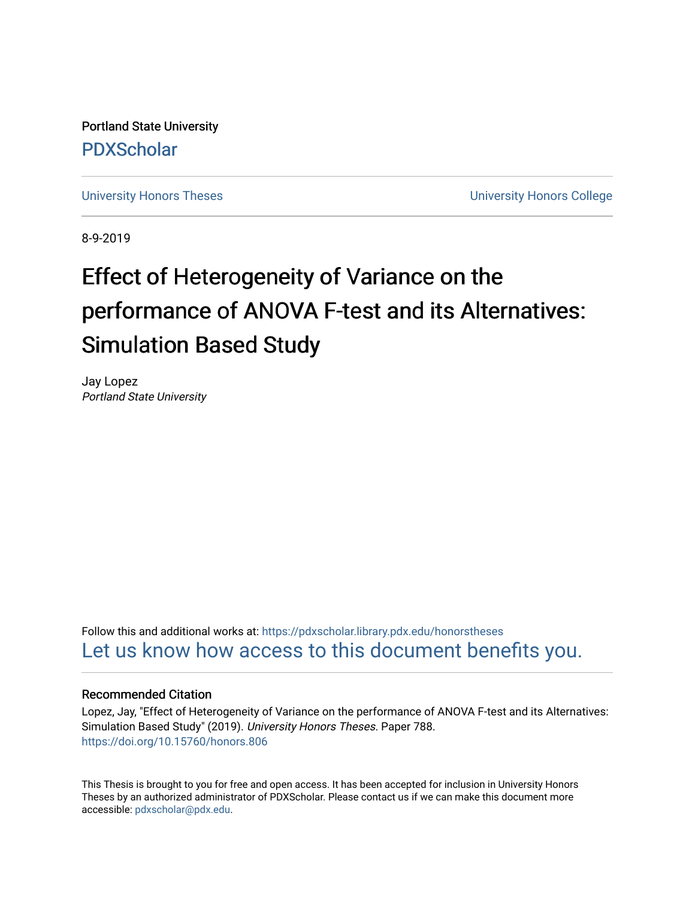Portland State University

PDXScholar

University Honors Theses

University Honors College

8-9-2019

# Effect of Heterogeneity of Variance on the performance of ANOVA F-test and its Alternatives: Simulation Based Study

Jay Lopez

*Portland State University*

Follow this and additional works at: https://pdxscholar.library.pdx.edu/honorstheses

Let us know how access to this document benefits you.

### Recommended Citation

Lopez, Jay, "Effect of Heterogeneity of Variance on the performance of ANOVA F-test and its Alternatives: Simulation Based Study" (2019). *University Honors Theses.* Paper 788.

https://doi.org/10.15760/honors.806

This Thesis is brought to you for free and open access. It has been accepted for inclusion in University Honors Theses by an authorized administrator of PDXScholar. Please contact us if we can make this document more accessible: pdxscholar@pdx.edu.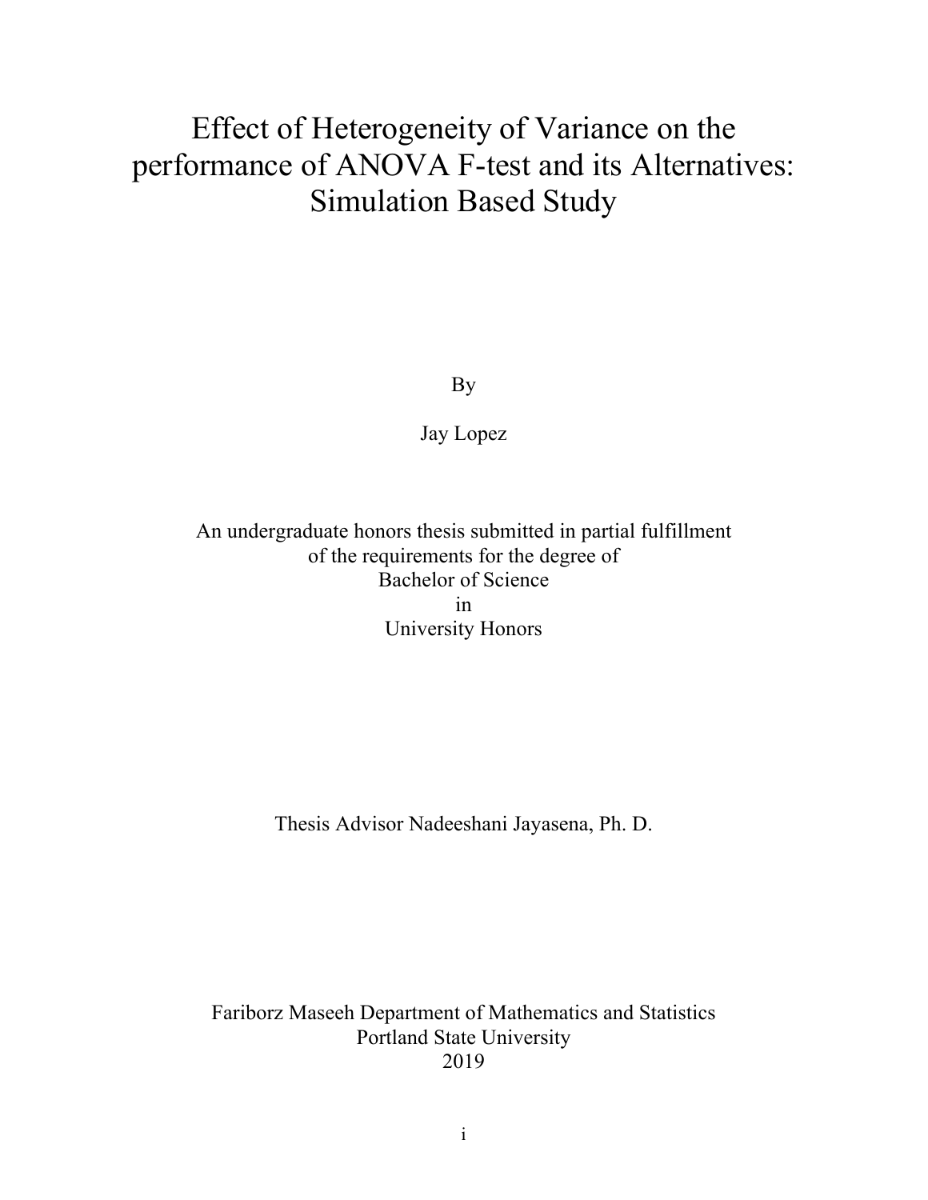# Effect of Heterogeneity of Variance on the performance of ANOVA F-test and its Alternatives: Simulation Based Study

By

Jay Lopez

An undergraduate honors thesis submitted in partial fulfillment
of the requirements for the degree of
Bachelor of Science
in
University Honors

Thesis Advisor Nadeeshani Jayasena, Ph. D.

Fariborz Maseeh Department of Mathematics and Statistics
Portland State University
2019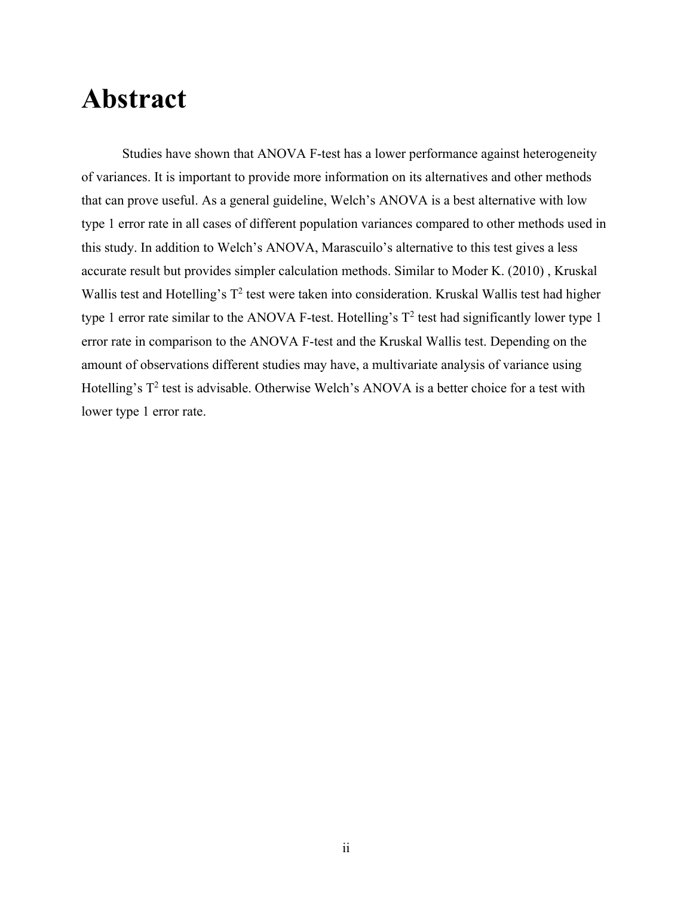# Abstract

Studies have shown that ANOVA F-test has a lower performance against heterogeneity of variances. It is important to provide more information on its alternatives and other methods that can prove useful. As a general guideline, Welch's ANOVA is a best alternative with low type 1 error rate in all cases of different population variances compared to other methods used in this study. In addition to Welch's ANOVA, Marascuilo's alternative to this test gives a less accurate result but provides simpler calculation methods. Similar to Moder K. (2010) , Kruskal Wallis test and Hotelling's $T^2$ test were taken into consideration. Kruskal Wallis test had higher type 1 error rate similar to the ANOVA F-test. Hotelling's $T^2$ test had significantly lower type 1 error rate in comparison to the ANOVA F-test and the Kruskal Wallis test. Depending on the amount of observations different studies may have, a multivariate analysis of variance using Hotelling's $T^2$ test is advisable. Otherwise Welch's ANOVA is a better choice for a test with lower type 1 error rate.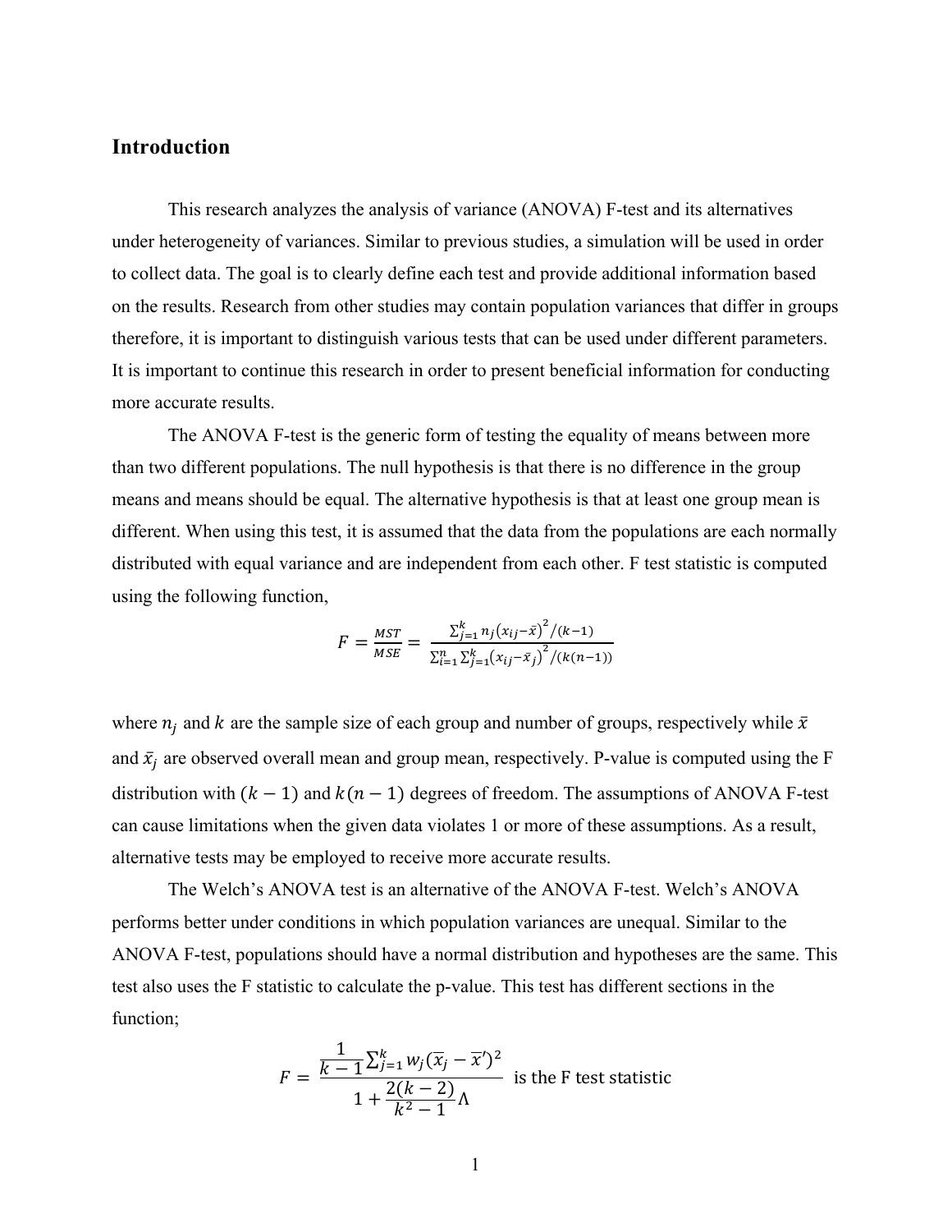## Introduction

This research analyzes the analysis of variance (ANOVA) F-test and its alternatives under heterogeneity of variances. Similar to previous studies, a simulation will be used in order to collect data. The goal is to clearly define each test and provide additional information based on the results. Research from other studies may contain population variances that differ in groups therefore, it is important to distinguish various tests that can be used under different parameters. It is important to continue this research in order to present beneficial information for conducting more accurate results.

The ANOVA F-test is the generic form of testing the equality of means between more than two different populations. The null hypothesis is that there is no difference in the group means and means should be equal. The alternative hypothesis is that at least one group mean is different. When using this test, it is assumed that the data from the populations are each normally distributed with equal variance and are independent from each other. F test statistic is computed using the following function,

$$F = \frac{MST}{MSE} = \frac{\sum_{j=1}^{k} n_j \left(x_{ij} - \bar{x}\right)^2 / (k-1)}{\sum_{i=1}^{n} \sum_{j=1}^{k} \left(x_{ij} - \bar{x}_j\right)^2 / (k(n-1))}$$

where $n_j$ and $k$ are the sample size of each group and number of groups, respectively while $\bar{x}$ and $\bar{x}_j$ are observed overall mean and group mean, respectively. P-value is computed using the F distribution with $(k-1)$ and $k(n-1)$ degrees of freedom. The assumptions of ANOVA F-test can cause limitations when the given data violates 1 or more of these assumptions. As a result, alternative tests may be employed to receive more accurate results.

The Welch's ANOVA test is an alternative of the ANOVA F-test. Welch's ANOVA performs better under conditions in which population variances are unequal. Similar to the ANOVA F-test, populations should have a normal distribution and hypotheses are the same. This test also uses the F statistic to calculate the p-value. This test has different sections in the function;

$$F = \frac{\frac{1}{k-1} \sum_{j=1}^{k} w_j (\bar{x}_j - \bar{x}')^2}{1 + \frac{2(k-2)}{k^2-1} \Lambda} \quad \text{is the F test statistic}$$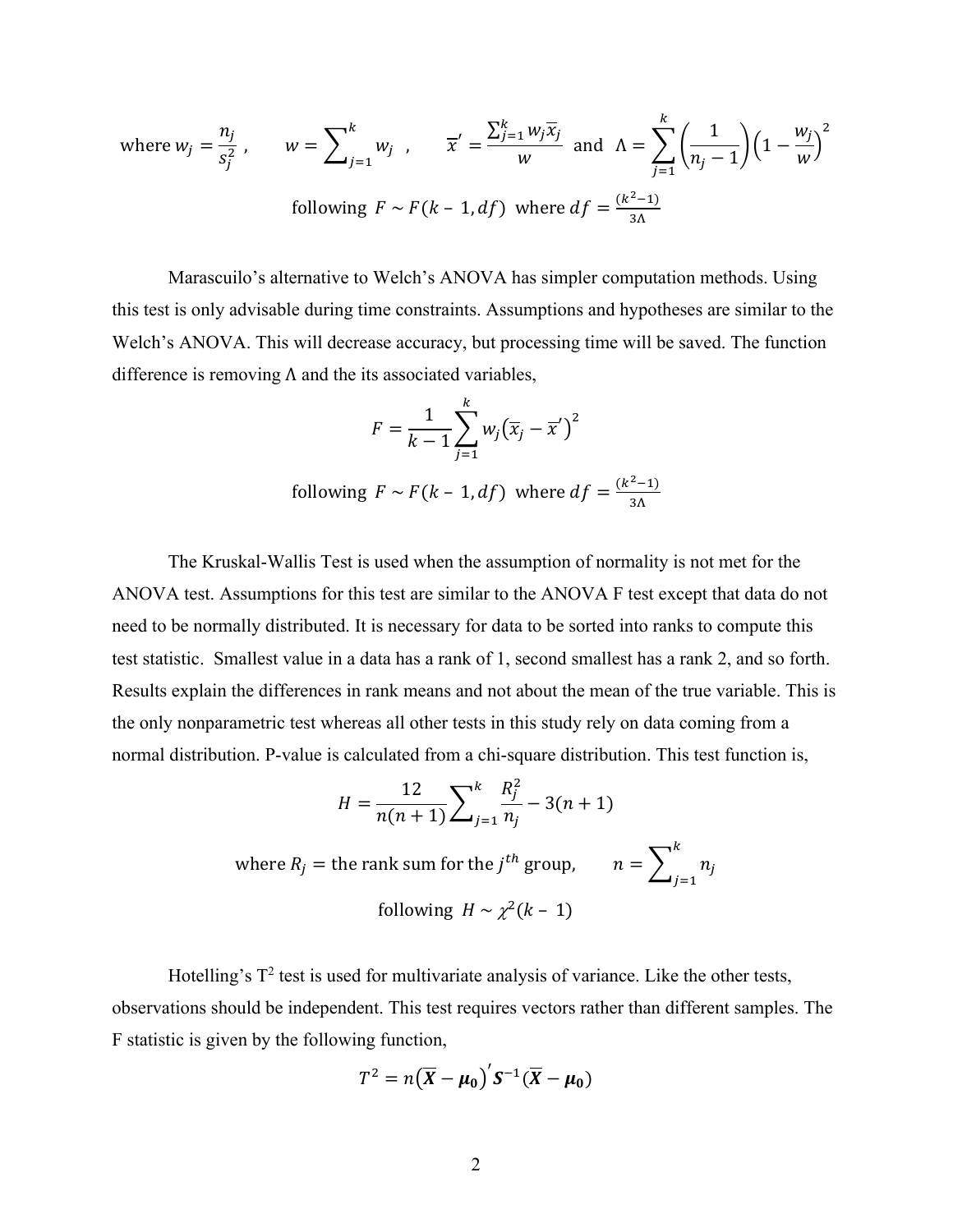$$\text{where } w_j = \frac{n_j}{s_j^2}\ , \qquad w = \sum_{j=1}^{k} w_j\ , \qquad \overline{x}' = \frac{\sum_{j=1}^{k} w_j \overline{x}_j}{w} \ \text{ and } \ \Lambda = \sum_{j=1}^{k} \left(\frac{1}{n_j - 1}\right)\left(1 - \frac{w_j}{w}\right)^2$$

$$\text{following } F \sim F(k - 1, df) \text{ where } df = \frac{(k^2 - 1)}{3\Lambda}$$

Marascuilo's alternative to Welch's ANOVA has simpler computation methods. Using this test is only advisable during time constraints. Assumptions and hypotheses are similar to the Welch's ANOVA. This will decrease accuracy, but processing time will be saved. The function difference is removing Λ and the its associated variables,

$$F = \frac{1}{k-1}\sum_{j=1}^{k} w_j\left(\overline{x}_j - \overline{x}'\right)^2$$

$$\text{following } F \sim F(k - 1, df) \text{ where } df = \frac{(k^2 - 1)}{3\Lambda}$$

The Kruskal-Wallis Test is used when the assumption of normality is not met for the ANOVA test. Assumptions for this test are similar to the ANOVA F test except that data do not need to be normally distributed. It is necessary for data to be sorted into ranks to compute this test statistic. Smallest value in a data has a rank of 1, second smallest has a rank 2, and so forth. Results explain the differences in rank means and not about the mean of the true variable. This is the only nonparametric test whereas all other tests in this study rely on data coming from a normal distribution. P-value is calculated from a chi-square distribution. This test function is,

$$H = \frac{12}{n(n+1)}\sum_{j=1}^{k} \frac{R_j^2}{n_j} - 3(n+1)$$

$$\text{where } R_j = \text{the rank sum for the } j^{th} \text{ group}, \qquad n = \sum_{j=1}^{k} n_j$$

$$\text{following } H \sim \chi^2(k - 1)$$

Hotelling's $T^2$ test is used for multivariate analysis of variance. Like the other tests, observations should be independent. This test requires vectors rather than different samples. The F statistic is given by the following function,

$$T^2 = n\left(\overline{\boldsymbol{X}} - \boldsymbol{\mu_0}\right)' \boldsymbol{S}^{-1}\left(\overline{\boldsymbol{X}} - \boldsymbol{\mu_0}\right)$$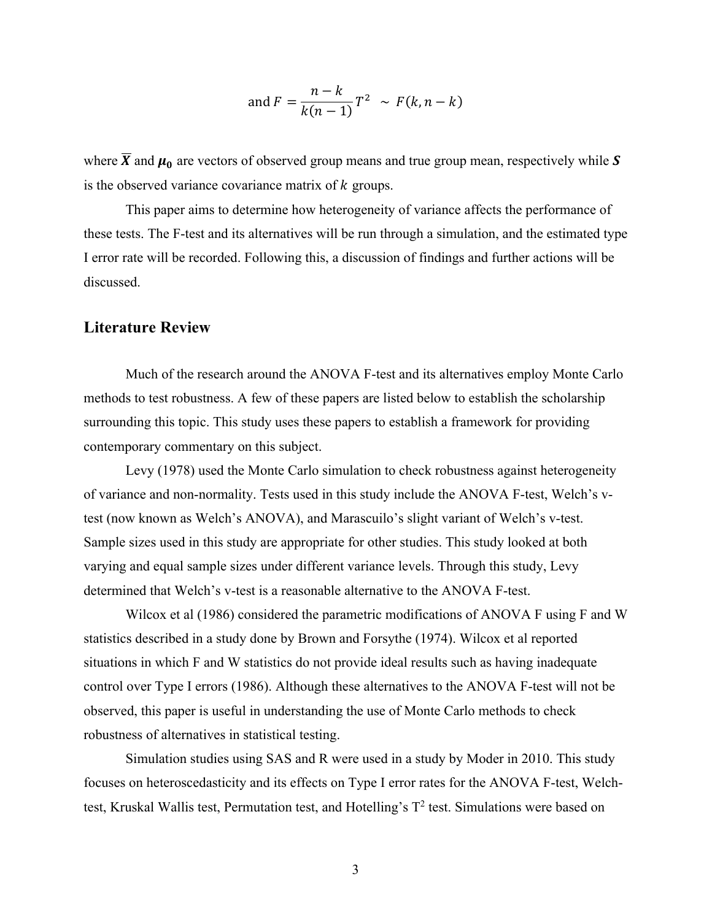$$\text{and } F = \frac{n-k}{k(n-1)}T^2 \ \sim \ F(k, n-k)$$

where $\overline{\boldsymbol{X}}$ and $\boldsymbol{\mu_0}$ are vectors of observed group means and true group mean, respectively while $\boldsymbol{S}$ is the observed variance covariance matrix of $k$ groups.

This paper aims to determine how heterogeneity of variance affects the performance of these tests. The F-test and its alternatives will be run through a simulation, and the estimated type I error rate will be recorded. Following this, a discussion of findings and further actions will be discussed.

## Literature Review

Much of the research around the ANOVA F-test and its alternatives employ Monte Carlo methods to test robustness. A few of these papers are listed below to establish the scholarship surrounding this topic. This study uses these papers to establish a framework for providing contemporary commentary on this subject.

Levy (1978) used the Monte Carlo simulation to check robustness against heterogeneity of variance and non-normality. Tests used in this study include the ANOVA F-test, Welch's v-test (now known as Welch's ANOVA), and Marascuilo's slight variant of Welch's v-test. Sample sizes used in this study are appropriate for other studies. This study looked at both varying and equal sample sizes under different variance levels. Through this study, Levy determined that Welch's v-test is a reasonable alternative to the ANOVA F-test.

Wilcox et al (1986) considered the parametric modifications of ANOVA F using F and W statistics described in a study done by Brown and Forsythe (1974). Wilcox et al reported situations in which F and W statistics do not provide ideal results such as having inadequate control over Type I errors (1986). Although these alternatives to the ANOVA F-test will not be observed, this paper is useful in understanding the use of Monte Carlo methods to check robustness of alternatives in statistical testing.

Simulation studies using SAS and R were used in a study by Moder in 2010. This study focuses on heteroscedasticity and its effects on Type I error rates for the ANOVA F-test, Welch-test, Kruskal Wallis test, Permutation test, and Hotelling's $T^2$ test. Simulations were based on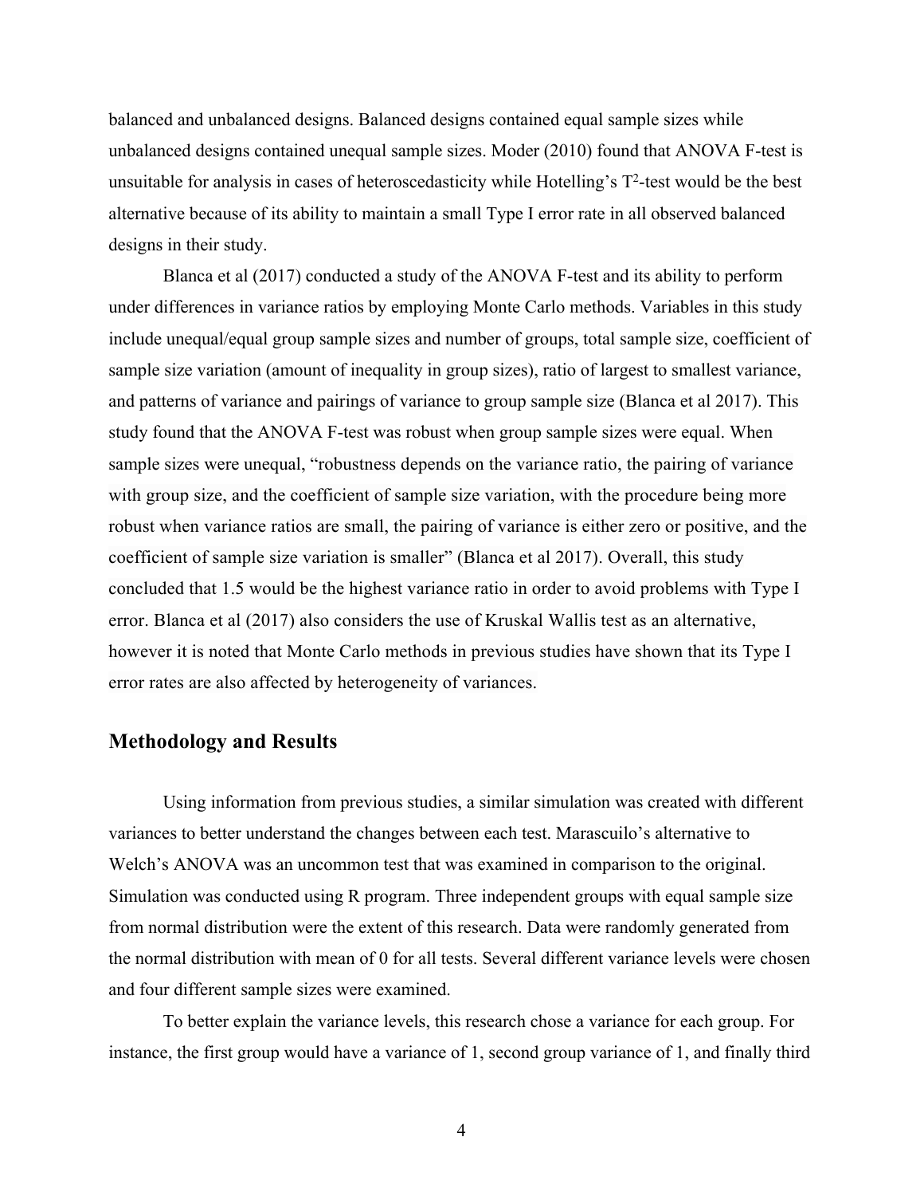balanced and unbalanced designs. Balanced designs contained equal sample sizes while unbalanced designs contained unequal sample sizes. Moder (2010) found that ANOVA F-test is unsuitable for analysis in cases of heteroscedasticity while Hotelling's $T^2$-test would be the best alternative because of its ability to maintain a small Type I error rate in all observed balanced designs in their study.

Blanca et al (2017) conducted a study of the ANOVA F-test and its ability to perform under differences in variance ratios by employing Monte Carlo methods. Variables in this study include unequal/equal group sample sizes and number of groups, total sample size, coefficient of sample size variation (amount of inequality in group sizes), ratio of largest to smallest variance, and patterns of variance and pairings of variance to group sample size (Blanca et al 2017). This study found that the ANOVA F-test was robust when group sample sizes were equal. When sample sizes were unequal, "robustness depends on the variance ratio, the pairing of variance with group size, and the coefficient of sample size variation, with the procedure being more robust when variance ratios are small, the pairing of variance is either zero or positive, and the coefficient of sample size variation is smaller" (Blanca et al 2017). Overall, this study concluded that 1.5 would be the highest variance ratio in order to avoid problems with Type I error. Blanca et al (2017) also considers the use of Kruskal Wallis test as an alternative, however it is noted that Monte Carlo methods in previous studies have shown that its Type I error rates are also affected by heterogeneity of variances.

## Methodology and Results

Using information from previous studies, a similar simulation was created with different variances to better understand the changes between each test. Marascuilo's alternative to Welch's ANOVA was an uncommon test that was examined in comparison to the original. Simulation was conducted using R program. Three independent groups with equal sample size from normal distribution were the extent of this research. Data were randomly generated from the normal distribution with mean of 0 for all tests. Several different variance levels were chosen and four different sample sizes were examined.

To better explain the variance levels, this research chose a variance for each group. For instance, the first group would have a variance of 1, second group variance of 1, and finally third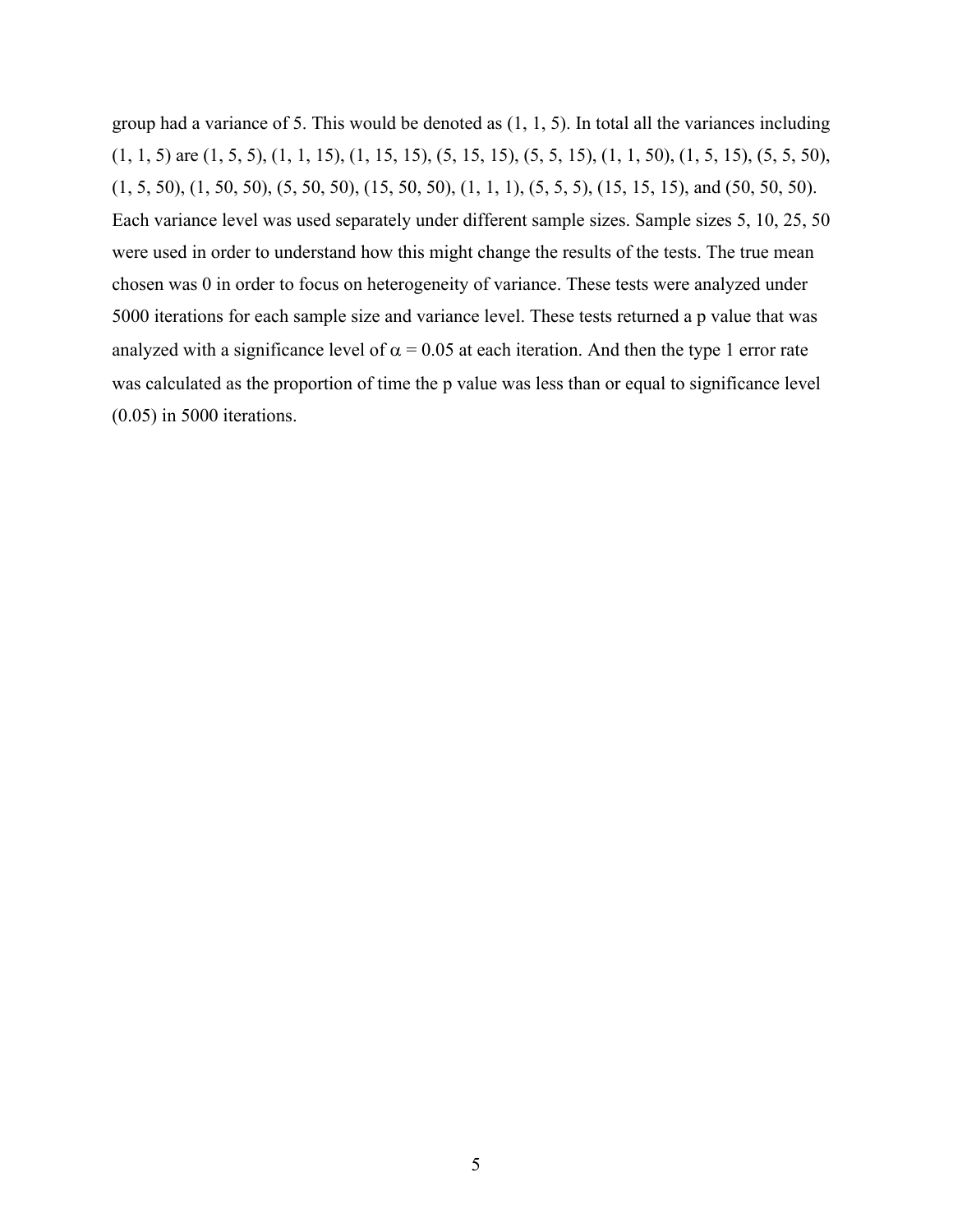group had a variance of 5. This would be denoted as (1, 1, 5). In total all the variances including (1, 1, 5) are (1, 5, 5), (1, 1, 15), (1, 15, 15), (5, 15, 15), (5, 5, 15), (1, 1, 50), (1, 5, 15), (5, 5, 50), (1, 5, 50), (1, 50, 50), (5, 50, 50), (15, 50, 50), (1, 1, 1), (5, 5, 5), (15, 15, 15), and (50, 50, 50). Each variance level was used separately under different sample sizes. Sample sizes 5, 10, 25, 50 were used in order to understand how this might change the results of the tests. The true mean chosen was 0 in order to focus on heterogeneity of variance. These tests were analyzed under 5000 iterations for each sample size and variance level. These tests returned a p value that was analyzed with a significance level of $\alpha = 0.05$ at each iteration. And then the type 1 error rate was calculated as the proportion of time the p value was less than or equal to significance level (0.05) in 5000 iterations.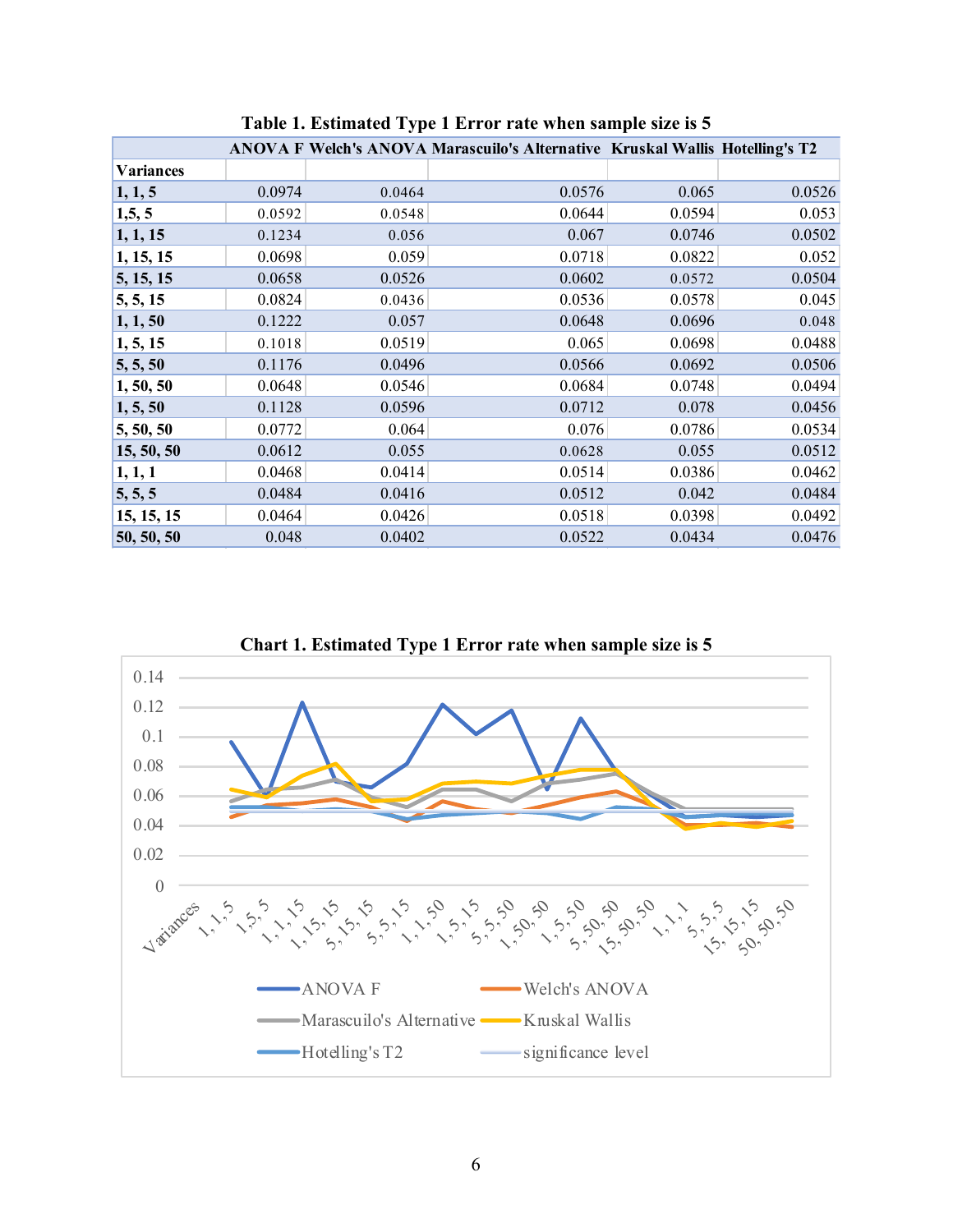**Table 1. Estimated Type 1 Error rate when sample size is 5**

| Variances | ANOVA F | Welch's ANOVA | Marascuilo's Alternative | Kruskal Wallis | Hotelling's T2 |
|---|---|---|---|---|---|
| 1, 1, 5 | 0.0974 | 0.0464 | 0.0576 | 0.065 | 0.0526 |
| 1,5, 5 | 0.0592 | 0.0548 | 0.0644 | 0.0594 | 0.053 |
| 1, 1, 15 | 0.1234 | 0.056 | 0.067 | 0.0746 | 0.0502 |
| 1, 15, 15 | 0.0698 | 0.059 | 0.0718 | 0.0822 | 0.052 |
| 5, 15, 15 | 0.0658 | 0.0526 | 0.0602 | 0.0572 | 0.0504 |
| 5, 5, 15 | 0.0824 | 0.0436 | 0.0536 | 0.0578 | 0.045 |
| 1, 1, 50 | 0.1222 | 0.057 | 0.0648 | 0.0696 | 0.048 |
| 1, 5, 15 | 0.1018 | 0.0519 | 0.065 | 0.0698 | 0.0488 |
| 5, 5, 50 | 0.1176 | 0.0496 | 0.0566 | 0.0692 | 0.0506 |
| 1, 50, 50 | 0.0648 | 0.0546 | 0.0684 | 0.0748 | 0.0494 |
| 1, 5, 50 | 0.1128 | 0.0596 | 0.0712 | 0.078 | 0.0456 |
| 5, 50, 50 | 0.0772 | 0.064 | 0.076 | 0.0786 | 0.0534 |
| 15, 50, 50 | 0.0612 | 0.055 | 0.0628 | 0.055 | 0.0512 |
| 1, 1, 1 | 0.0468 | 0.0414 | 0.0514 | 0.0386 | 0.0462 |
| 5, 5, 5 | 0.0484 | 0.0416 | 0.0512 | 0.042 | 0.0484 |
| 15, 15, 15 | 0.0464 | 0.0426 | 0.0518 | 0.0398 | 0.0492 |
| 50, 50, 50 | 0.048 | 0.0402 | 0.0522 | 0.0434 | 0.0476 |

**Chart 1. Estimated Type 1 Error rate when sample size is 5**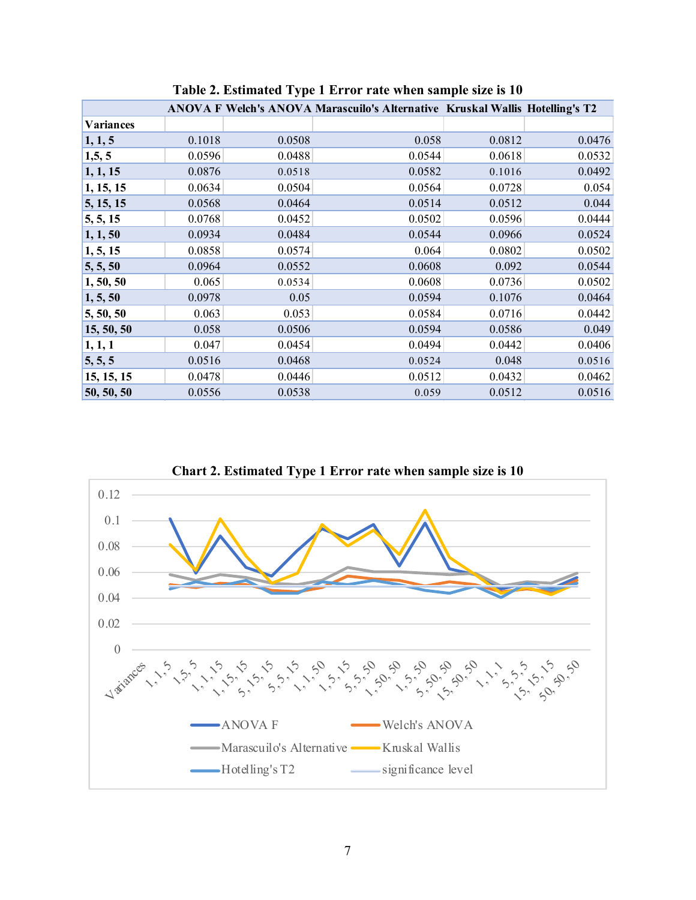**Table 2. Estimated Type 1 Error rate when sample size is 10**

| Variances | ANOVA F | Welch's ANOVA | Marascuilo's Alternative | Kruskal Wallis | Hotelling's T2 |
|---|---|---|---|---|---|
| 1, 1, 5 | 0.1018 | 0.0508 | 0.058 | 0.0812 | 0.0476 |
| 1,5, 5 | 0.0596 | 0.0488 | 0.0544 | 0.0618 | 0.0532 |
| 1, 1, 15 | 0.0876 | 0.0518 | 0.0582 | 0.1016 | 0.0492 |
| 1, 15, 15 | 0.0634 | 0.0504 | 0.0564 | 0.0728 | 0.054 |
| 5, 15, 15 | 0.0568 | 0.0464 | 0.0514 | 0.0512 | 0.044 |
| 5, 5, 15 | 0.0768 | 0.0452 | 0.0502 | 0.0596 | 0.0444 |
| 1, 1, 50 | 0.0934 | 0.0484 | 0.0544 | 0.0966 | 0.0524 |
| 1, 5, 15 | 0.0858 | 0.0574 | 0.064 | 0.0802 | 0.0502 |
| 5, 5, 50 | 0.0964 | 0.0552 | 0.0608 | 0.092 | 0.0544 |
| 1, 50, 50 | 0.065 | 0.0534 | 0.0608 | 0.0736 | 0.0502 |
| 1, 5, 50 | 0.0978 | 0.05 | 0.0594 | 0.1076 | 0.0464 |
| 5, 50, 50 | 0.063 | 0.053 | 0.0584 | 0.0716 | 0.0442 |
| 15, 50, 50 | 0.058 | 0.0506 | 0.0594 | 0.0586 | 0.049 |
| 1, 1, 1 | 0.047 | 0.0454 | 0.0494 | 0.0442 | 0.0406 |
| 5, 5, 5 | 0.0516 | 0.0468 | 0.0524 | 0.048 | 0.0516 |
| 15, 15, 15 | 0.0478 | 0.0446 | 0.0512 | 0.0432 | 0.0462 |
| 50, 50, 50 | 0.0556 | 0.0538 | 0.059 | 0.0512 | 0.0516 |

**Chart 2. Estimated Type 1 Error rate when sample size is 10**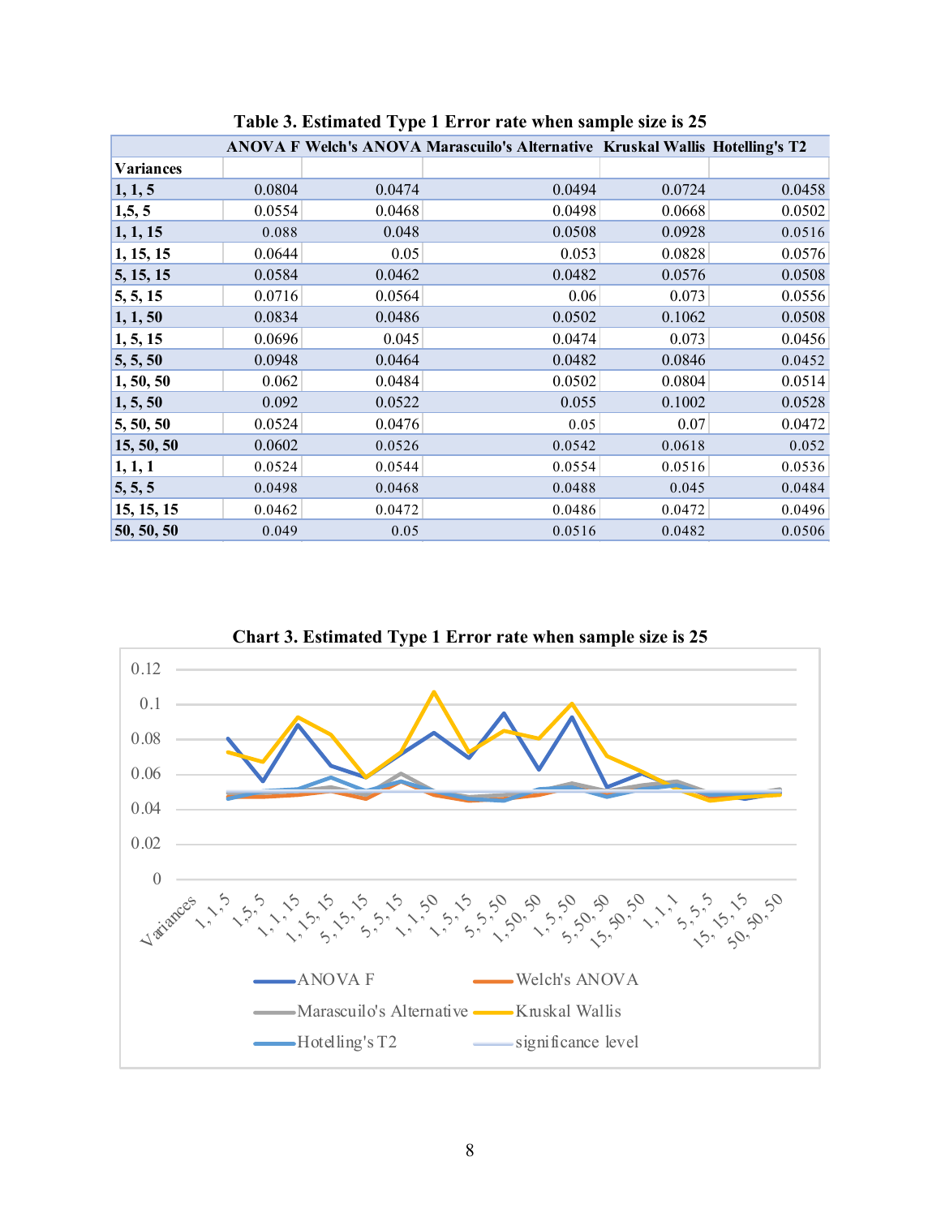**Table 3. Estimated Type 1 Error rate when sample size is 25**

| | ANOVA F | Welch's ANOVA | Marascuilo's Alternative | Kruskal Wallis | Hotelling's T2 |
|---|---|---|---|---|---|
| **Variances** | | | | | |
| **1, 1, 5** | 0.0804 | 0.0474 | 0.0494 | 0.0724 | 0.0458 |
| **1,5, 5** | 0.0554 | 0.0468 | 0.0498 | 0.0668 | 0.0502 |
| **1, 1, 15** | 0.088 | 0.048 | 0.0508 | 0.0928 | 0.0516 |
| **1, 15, 15** | 0.0644 | 0.05 | 0.053 | 0.0828 | 0.0576 |
| **5, 15, 15** | 0.0584 | 0.0462 | 0.0482 | 0.0576 | 0.0508 |
| **5, 5, 15** | 0.0716 | 0.0564 | 0.06 | 0.073 | 0.0556 |
| **1, 1, 50** | 0.0834 | 0.0486 | 0.0502 | 0.1062 | 0.0508 |
| **1, 5, 15** | 0.0696 | 0.045 | 0.0474 | 0.073 | 0.0456 |
| **5, 5, 50** | 0.0948 | 0.0464 | 0.0482 | 0.0846 | 0.0452 |
| **1, 50, 50** | 0.062 | 0.0484 | 0.0502 | 0.0804 | 0.0514 |
| **1, 5, 50** | 0.092 | 0.0522 | 0.055 | 0.1002 | 0.0528 |
| **5, 50, 50** | 0.0524 | 0.0476 | 0.05 | 0.07 | 0.0472 |
| **15, 50, 50** | 0.0602 | 0.0526 | 0.0542 | 0.0618 | 0.052 |
| **1, 1, 1** | 0.0524 | 0.0544 | 0.0554 | 0.0516 | 0.0536 |
| **5, 5, 5** | 0.0498 | 0.0468 | 0.0488 | 0.045 | 0.0484 |
| **15, 15, 15** | 0.0462 | 0.0472 | 0.0486 | 0.0472 | 0.0496 |
| **50, 50, 50** | 0.049 | 0.05 | 0.0516 | 0.0482 | 0.0506 |

**Chart 3. Estimated Type 1 Error rate when sample size is 25**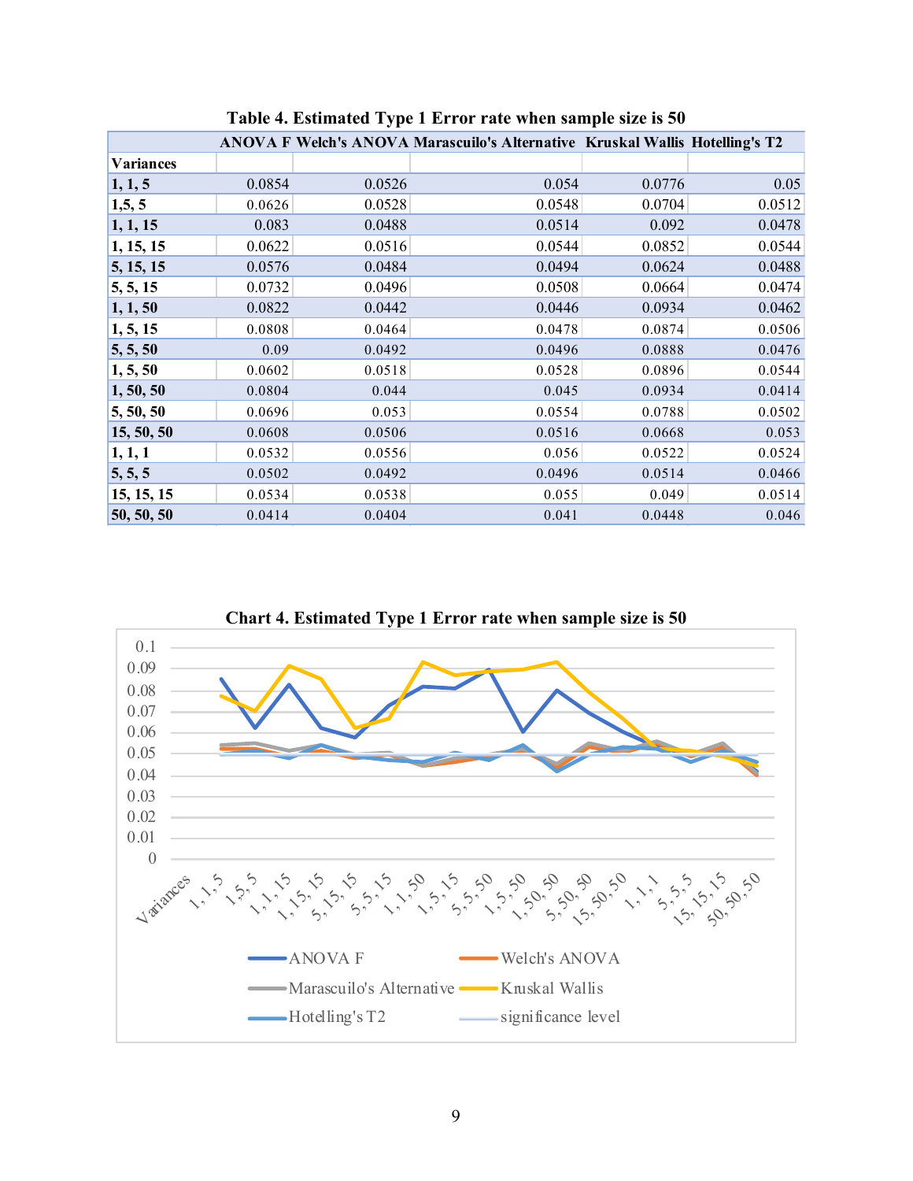**Table 4. Estimated Type 1 Error rate when sample size is 50**

| | ANOVA F | Welch's ANOVA | Marascuilo's Alternative | Kruskal Wallis | Hotelling's T2 |
|---|---|---|---|---|---|
| **Variances** | | | | | |
| **1, 1, 5** | 0.0854 | 0.0526 | 0.054 | 0.0776 | 0.05 |
| **1,5, 5** | 0.0626 | 0.0528 | 0.0548 | 0.0704 | 0.0512 |
| **1, 1, 15** | 0.083 | 0.0488 | 0.0514 | 0.092 | 0.0478 |
| **1, 15, 15** | 0.0622 | 0.0516 | 0.0544 | 0.0852 | 0.0544 |
| **5, 15, 15** | 0.0576 | 0.0484 | 0.0494 | 0.0624 | 0.0488 |
| **5, 5, 15** | 0.0732 | 0.0496 | 0.0508 | 0.0664 | 0.0474 |
| **1, 1, 50** | 0.0822 | 0.0442 | 0.0446 | 0.0934 | 0.0462 |
| **1, 5, 15** | 0.0808 | 0.0464 | 0.0478 | 0.0874 | 0.0506 |
| **5, 5, 50** | 0.09 | 0.0492 | 0.0496 | 0.0888 | 0.0476 |
| **1, 5, 50** | 0.0602 | 0.0518 | 0.0528 | 0.0896 | 0.0544 |
| **1, 50, 50** | 0.0804 | 0.044 | 0.045 | 0.0934 | 0.0414 |
| **5, 50, 50** | 0.0696 | 0.053 | 0.0554 | 0.0788 | 0.0502 |
| **15, 50, 50** | 0.0608 | 0.0506 | 0.0516 | 0.0668 | 0.053 |
| **1, 1, 1** | 0.0532 | 0.0556 | 0.056 | 0.0522 | 0.0524 |
| **5, 5, 5** | 0.0502 | 0.0492 | 0.0496 | 0.0514 | 0.0466 |
| **15, 15, 15** | 0.0534 | 0.0538 | 0.055 | 0.049 | 0.0514 |
| **50, 50, 50** | 0.0414 | 0.0404 | 0.041 | 0.0448 | 0.046 |

**Chart 4. Estimated Type 1 Error rate when sample size is 50**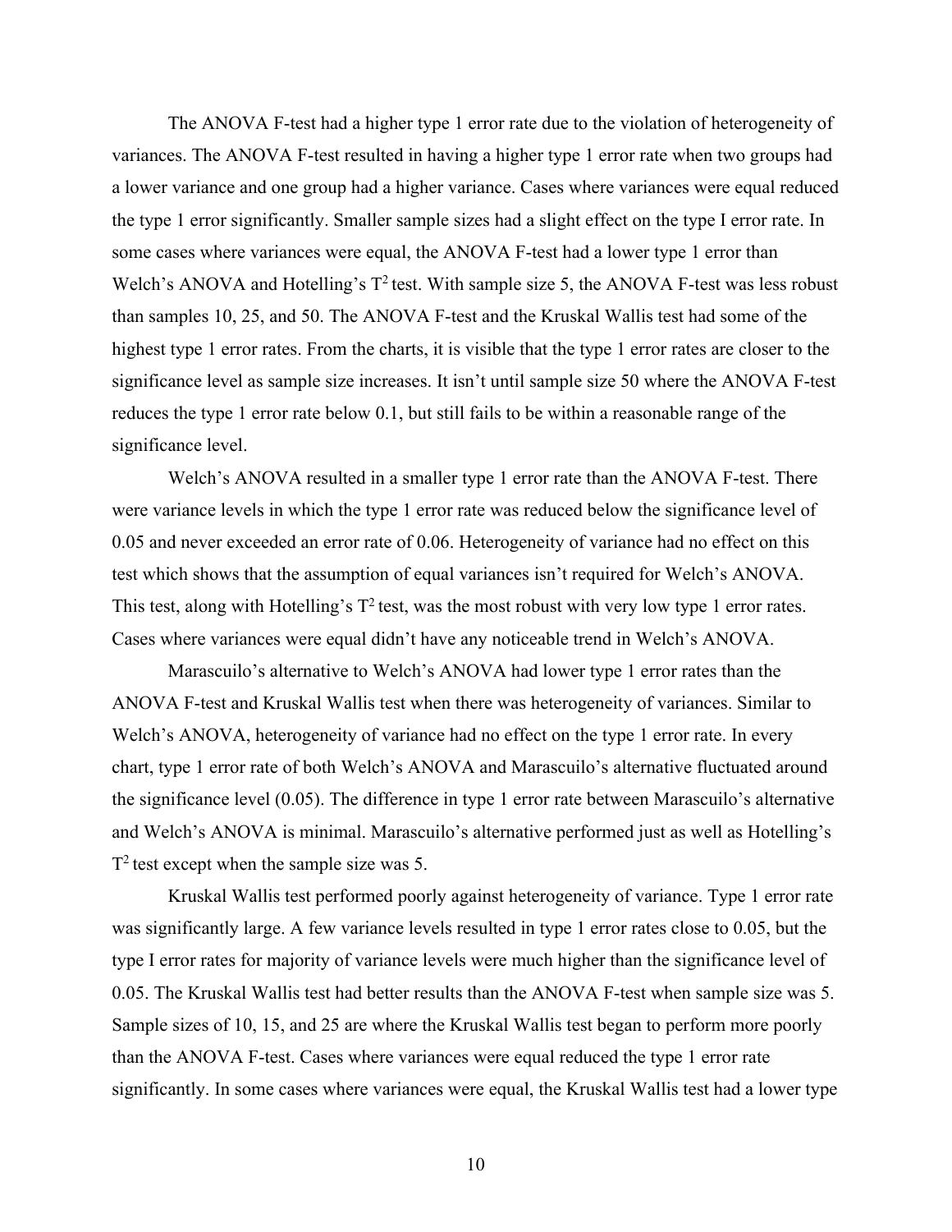The ANOVA F-test had a higher type 1 error rate due to the violation of heterogeneity of variances. The ANOVA F-test resulted in having a higher type 1 error rate when two groups had a lower variance and one group had a higher variance. Cases where variances were equal reduced the type 1 error significantly. Smaller sample sizes had a slight effect on the type I error rate. In some cases where variances were equal, the ANOVA F-test had a lower type 1 error than Welch's ANOVA and Hotelling's $T^2$ test. With sample size 5, the ANOVA F-test was less robust than samples 10, 25, and 50. The ANOVA F-test and the Kruskal Wallis test had some of the highest type 1 error rates. From the charts, it is visible that the type 1 error rates are closer to the significance level as sample size increases. It isn't until sample size 50 where the ANOVA F-test reduces the type 1 error rate below 0.1, but still fails to be within a reasonable range of the significance level.

Welch's ANOVA resulted in a smaller type 1 error rate than the ANOVA F-test. There were variance levels in which the type 1 error rate was reduced below the significance level of 0.05 and never exceeded an error rate of 0.06. Heterogeneity of variance had no effect on this test which shows that the assumption of equal variances isn't required for Welch's ANOVA. This test, along with Hotelling's $T^2$ test, was the most robust with very low type 1 error rates. Cases where variances were equal didn't have any noticeable trend in Welch's ANOVA.

Marascuilo's alternative to Welch's ANOVA had lower type 1 error rates than the ANOVA F-test and Kruskal Wallis test when there was heterogeneity of variances. Similar to Welch's ANOVA, heterogeneity of variance had no effect on the type 1 error rate. In every chart, type 1 error rate of both Welch's ANOVA and Marascuilo's alternative fluctuated around the significance level (0.05). The difference in type 1 error rate between Marascuilo's alternative and Welch's ANOVA is minimal. Marascuilo's alternative performed just as well as Hotelling's $T^2$ test except when the sample size was 5.

Kruskal Wallis test performed poorly against heterogeneity of variance. Type 1 error rate was significantly large. A few variance levels resulted in type 1 error rates close to 0.05, but the type I error rates for majority of variance levels were much higher than the significance level of 0.05. The Kruskal Wallis test had better results than the ANOVA F-test when sample size was 5. Sample sizes of 10, 15, and 25 are where the Kruskal Wallis test began to perform more poorly than the ANOVA F-test. Cases where variances were equal reduced the type 1 error rate significantly. In some cases where variances were equal, the Kruskal Wallis test had a lower type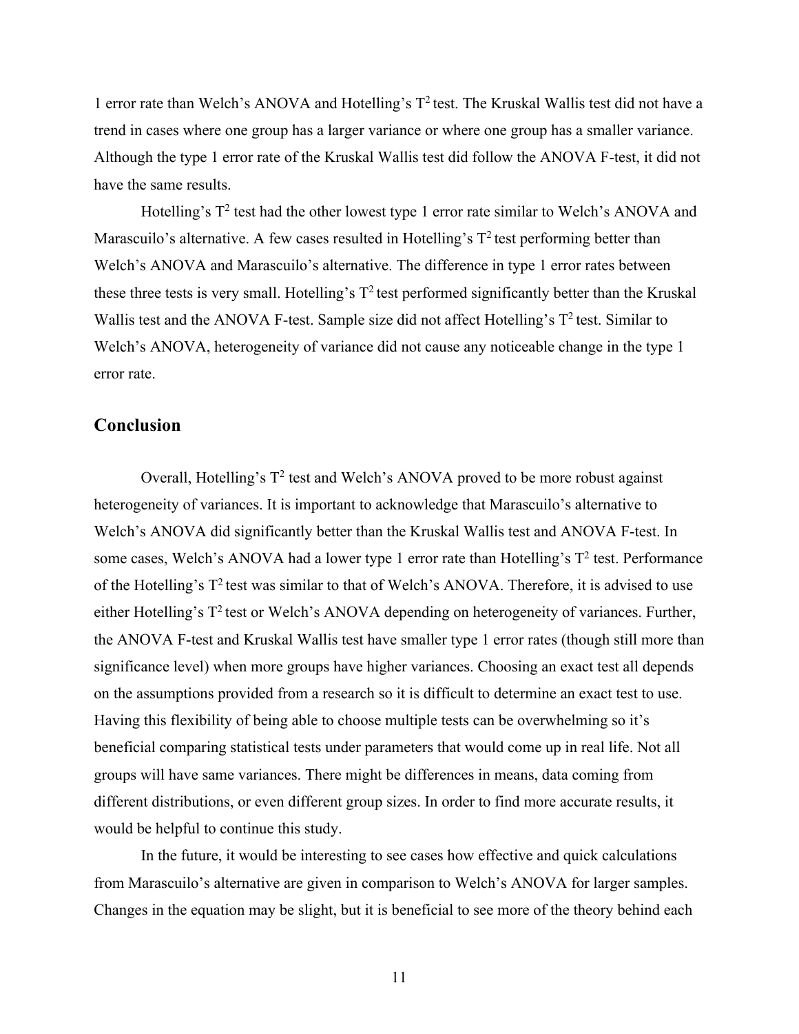1 error rate than Welch's ANOVA and Hotelling's $T^2$ test. The Kruskal Wallis test did not have a trend in cases where one group has a larger variance or where one group has a smaller variance. Although the type 1 error rate of the Kruskal Wallis test did follow the ANOVA F-test, it did not have the same results.

Hotelling's $T^2$ test had the other lowest type 1 error rate similar to Welch's ANOVA and Marascuilo's alternative. A few cases resulted in Hotelling's $T^2$ test performing better than Welch's ANOVA and Marascuilo's alternative. The difference in type 1 error rates between these three tests is very small. Hotelling's $T^2$ test performed significantly better than the Kruskal Wallis test and the ANOVA F-test. Sample size did not affect Hotelling's $T^2$ test. Similar to Welch's ANOVA, heterogeneity of variance did not cause any noticeable change in the type 1 error rate.

## Conclusion

Overall, Hotelling's $T^2$ test and Welch's ANOVA proved to be more robust against heterogeneity of variances. It is important to acknowledge that Marascuilo's alternative to Welch's ANOVA did significantly better than the Kruskal Wallis test and ANOVA F-test. In some cases, Welch's ANOVA had a lower type 1 error rate than Hotelling's $T^2$ test. Performance of the Hotelling's $T^2$ test was similar to that of Welch's ANOVA. Therefore, it is advised to use either Hotelling's $T^2$ test or Welch's ANOVA depending on heterogeneity of variances. Further, the ANOVA F-test and Kruskal Wallis test have smaller type 1 error rates (though still more than significance level) when more groups have higher variances. Choosing an exact test all depends on the assumptions provided from a research so it is difficult to determine an exact test to use. Having this flexibility of being able to choose multiple tests can be overwhelming so it's beneficial comparing statistical tests under parameters that would come up in real life. Not all groups will have same variances. There might be differences in means, data coming from different distributions, or even different group sizes. In order to find more accurate results, it would be helpful to continue this study.

In the future, it would be interesting to see cases how effective and quick calculations from Marascuilo's alternative are given in comparison to Welch's ANOVA for larger samples. Changes in the equation may be slight, but it is beneficial to see more of the theory behind each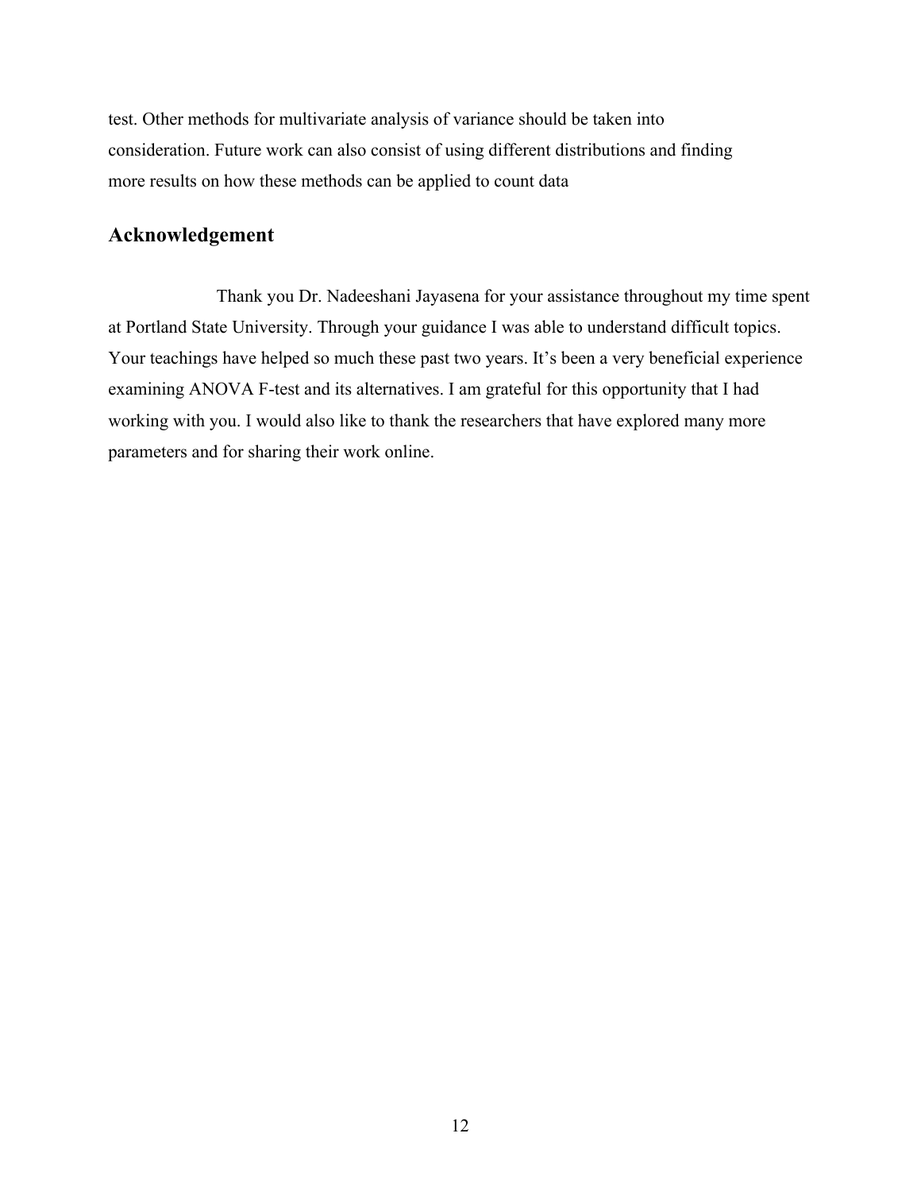test. Other methods for multivariate analysis of variance should be taken into consideration. Future work can also consist of using different distributions and finding more results on how these methods can be applied to count data

## Acknowledgement

Thank you Dr. Nadeeshani Jayasena for your assistance throughout my time spent at Portland State University. Through your guidance I was able to understand difficult topics. Your teachings have helped so much these past two years. It's been a very beneficial experience examining ANOVA F-test and its alternatives. I am grateful for this opportunity that I had working with you. I would also like to thank the researchers that have explored many more parameters and for sharing their work online.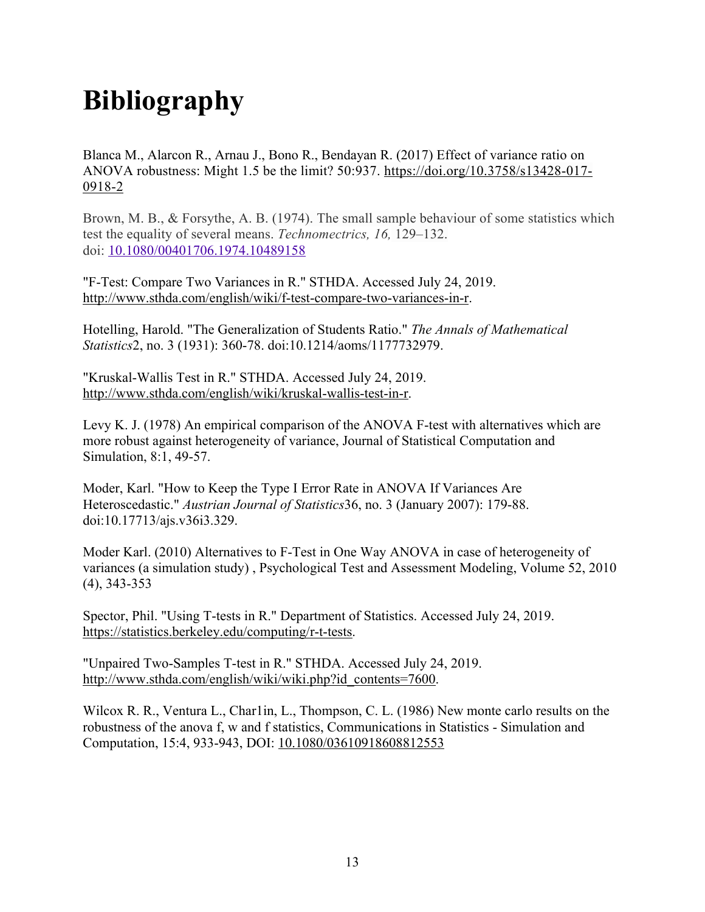# Bibliography

Blanca M., Alarcon R., Arnau J., Bono R., Bendayan R. (2017) Effect of variance ratio on ANOVA robustness: Might 1.5 be the limit? 50:937. https://doi.org/10.3758/s13428-017-0918-2

Brown, M. B., & Forsythe, A. B. (1974). The small sample behaviour of some statistics which test the equality of several means. *Technomectrics, 16,* 129–132. doi: 10.1080/00401706.1974.10489158

"F-Test: Compare Two Variances in R." STHDA. Accessed July 24, 2019. http://www.sthda.com/english/wiki/f-test-compare-two-variances-in-r.

Hotelling, Harold. "The Generalization of Students Ratio." *The Annals of Mathematical Statistics*2, no. 3 (1931): 360-78. doi:10.1214/aoms/1177732979.

"Kruskal-Wallis Test in R." STHDA. Accessed July 24, 2019. http://www.sthda.com/english/wiki/kruskal-wallis-test-in-r.

Levy K. J. (1978) An empirical comparison of the ANOVA F-test with alternatives which are more robust against heterogeneity of variance, Journal of Statistical Computation and Simulation, 8:1, 49-57.

Moder, Karl. "How to Keep the Type I Error Rate in ANOVA If Variances Are Heteroscedastic." *Austrian Journal of Statistics*36, no. 3 (January 2007): 179-88. doi:10.17713/ajs.v36i3.329.

Moder Karl. (2010) Alternatives to F-Test in One Way ANOVA in case of heterogeneity of variances (a simulation study) , Psychological Test and Assessment Modeling, Volume 52, 2010 (4), 343-353

Spector, Phil. "Using T-tests in R." Department of Statistics. Accessed July 24, 2019. https://statistics.berkeley.edu/computing/r-t-tests.

"Unpaired Two-Samples T-test in R." STHDA. Accessed July 24, 2019. http://www.sthda.com/english/wiki/wiki.php?id_contents=7600.

Wilcox R. R., Ventura L., Char1in, L., Thompson, C. L. (1986) New monte carlo results on the robustness of the anova f, w and f statistics, Communications in Statistics - Simulation and Computation, 15:4, 933-943, DOI: 10.1080/03610918608812553